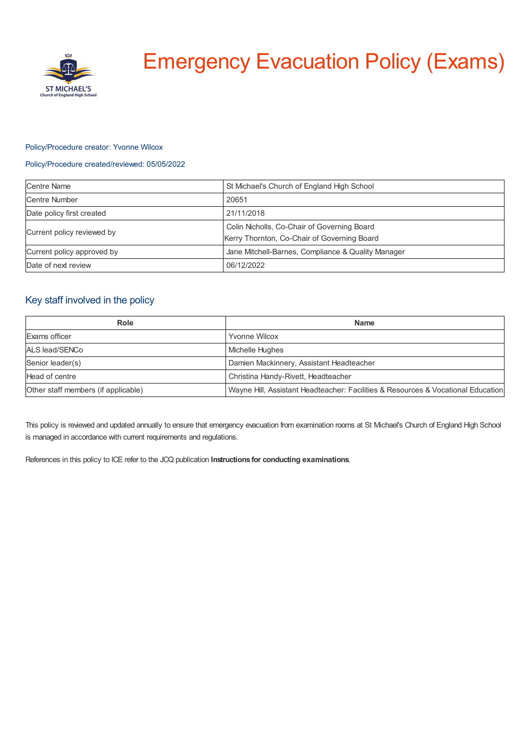# Emergency Evacuation Policy (Exams)

Policy/Procedure creator: Yvonne Wilcox

Policy/Procedure created/reviewed: 05/05/2022

| | |
|---|---|
| Centre Name | St Michael's Church of England High School |
| Centre Number | 20651 |
| Date policy first created | 21/11/2018 |
| Current policy reviewed by | Colin Nicholls, Co-Chair of Governing Board<br>Kerry Thornton, Co-Chair of Governing Board |
| Current policy approved by | Jane Mitchell-Barnes, Compliance & Quality Manager |
| Date of next review | 06/12/2022 |

## Key staff involved in the policy

| Role | Name |
|---|---|
| Exams officer | Yvonne Wilcox |
| ALS lead/SENCo | Michelle Hughes |
| Senior leader(s) | Damien Mackinnery, Assistant Headteacher |
| Head of centre | Christina Handy-Rivett, Headteacher |
| Other staff members (if applicable) | Wayne Hill, Assistant Headteacher: Facilities & Resources & Vocational Education |

This policy is reviewed and updated annually to ensure that emergency evacuation from examination rooms at St Michael's Church of England High School is managed in accordance with current requirements and regulations.

References in this policy to ICE refer to the JCQ publication **Instructions for conducting examinations**.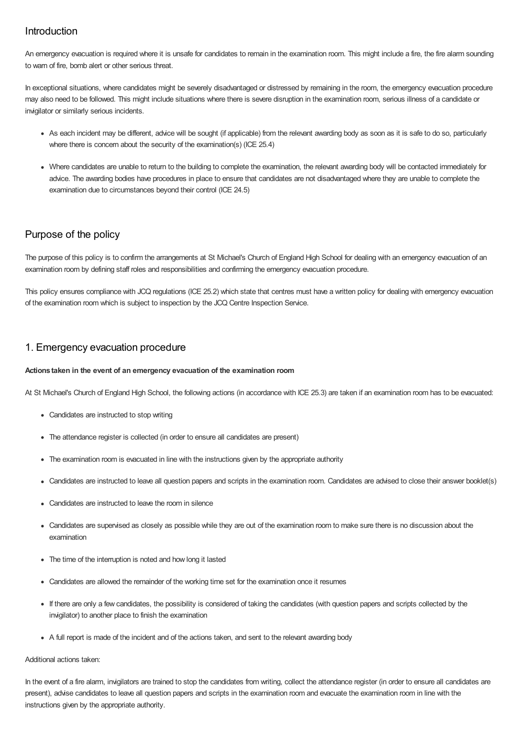## Introduction

An emergency evacuation is required where it is unsafe for candidates to remain in the examination room. This might include a fire, the fire alarm sounding to warn of fire, bomb alert or other serious threat.

In exceptional situations, where candidates might be severely disadvantaged or distressed by remaining in the room, the emergency evacuation procedure may also need to be followed. This might include situations where there is severe disruption in the examination room, serious illness of a candidate or invigilator or similarly serious incidents.

- As each incident may be different, advice will be sought (if applicable) from the relevant awarding body as soon as it is safe to do so, particularly where there is concern about the security of the examination(s) (ICE 25.4)
- Where candidates are unable to return to the building to complete the examination, the relevant awarding body will be contacted immediately for advice. The awarding bodies have procedures in place to ensure that candidates are not disadvantaged where they are unable to complete the examination due to circumstances beyond their control (ICE 24.5)

## Purpose of the policy

The purpose of this policy is to confirm the arrangements at St Michael's Church of England High School for dealing with an emergency evacuation of an examination room by defining staff roles and responsibilities and confirming the emergency evacuation procedure.

This policy ensures compliance with JCQ regulations (ICE 25.2) which state that centres must have a written policy for dealing with emergency evacuation of the examination room which is subject to inspection by the JCQ Centre Inspection Service.

## 1. Emergency evacuation procedure

**Actions taken in the event of an emergency evacuation of the examination room**

At St Michael's Church of England High School, the following actions (in accordance with ICE 25.3) are taken if an examination room has to be evacuated:

- Candidates are instructed to stop writing
- The attendance register is collected (in order to ensure all candidates are present)
- The examination room is evacuated in line with the instructions given by the appropriate authority
- Candidates are instructed to leave all question papers and scripts in the examination room. Candidates are advised to close their answer booklet(s)
- Candidates are instructed to leave the room in silence
- Candidates are supervised as closely as possible while they are out of the examination room to make sure there is no discussion about the examination
- The time of the interruption is noted and how long it lasted
- Candidates are allowed the remainder of the working time set for the examination once it resumes
- If there are only a few candidates, the possibility is considered of taking the candidates (with question papers and scripts collected by the invigilator) to another place to finish the examination
- A full report is made of the incident and of the actions taken, and sent to the relevant awarding body

Additional actions taken:

In the event of a fire alarm, invigilators are trained to stop the candidates from writing, collect the attendance register (in order to ensure all candidates are present), advise candidates to leave all question papers and scripts in the examination room and evacuate the examination room in line with the instructions given by the appropriate authority.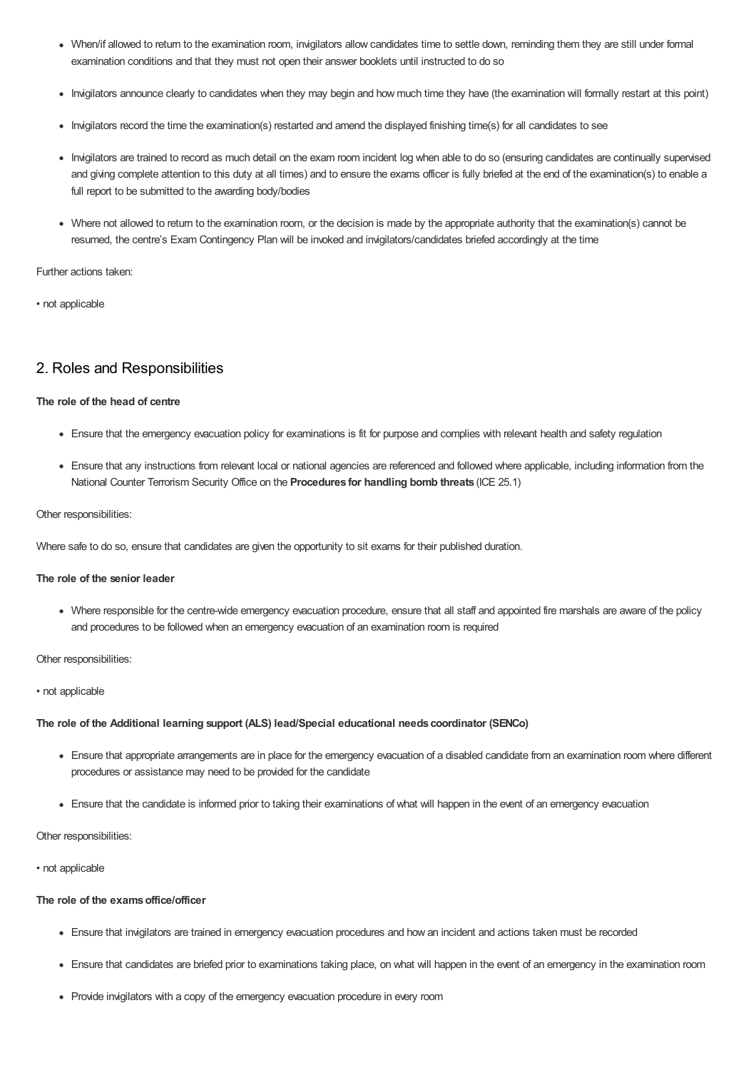- When/if allowed to return to the examination room, invigilators allow candidates time to settle down, reminding them they are still under formal examination conditions and that they must not open their answer booklets until instructed to do so
- Invigilators announce clearly to candidates when they may begin and how much time they have (the examination will formally restart at this point)
- Invigilators record the time the examination(s) restarted and amend the displayed finishing time(s) for all candidates to see
- Invigilators are trained to record as much detail on the exam room incident log when able to do so (ensuring candidates are continually supervised and giving complete attention to this duty at all times) and to ensure the exams officer is fully briefed at the end of the examination(s) to enable a full report to be submitted to the awarding body/bodies
- Where not allowed to return to the examination room, or the decision is made by the appropriate authority that the examination(s) cannot be resumed, the centre's Exam Contingency Plan will be invoked and invigilators/candidates briefed accordingly at the time

Further actions taken:

• not applicable

## 2. Roles and Responsibilities

**The role of the head of centre**

- Ensure that the emergency evacuation policy for examinations is fit for purpose and complies with relevant health and safety regulation
- Ensure that any instructions from relevant local or national agencies are referenced and followed where applicable, including information from the National Counter Terrorism Security Office on the **Procedures for handling bomb threats** (ICE 25.1)

Other responsibilities:

Where safe to do so, ensure that candidates are given the opportunity to sit exams for their published duration.

**The role of the senior leader**

- Where responsible for the centre-wide emergency evacuation procedure, ensure that all staff and appointed fire marshals are aware of the policy and procedures to be followed when an emergency evacuation of an examination room is required

Other responsibilities:

• not applicable

**The role of the Additional learning support (ALS) lead/Special educational needs coordinator (SENCo)**

- Ensure that appropriate arrangements are in place for the emergency evacuation of a disabled candidate from an examination room where different procedures or assistance may need to be provided for the candidate
- Ensure that the candidate is informed prior to taking their examinations of what will happen in the event of an emergency evacuation

Other responsibilities:

• not applicable

**The role of the exams office/officer**

- Ensure that invigilators are trained in emergency evacuation procedures and how an incident and actions taken must be recorded
- Ensure that candidates are briefed prior to examinations taking place, on what will happen in the event of an emergency in the examination room
- Provide invigilators with a copy of the emergency evacuation procedure in every room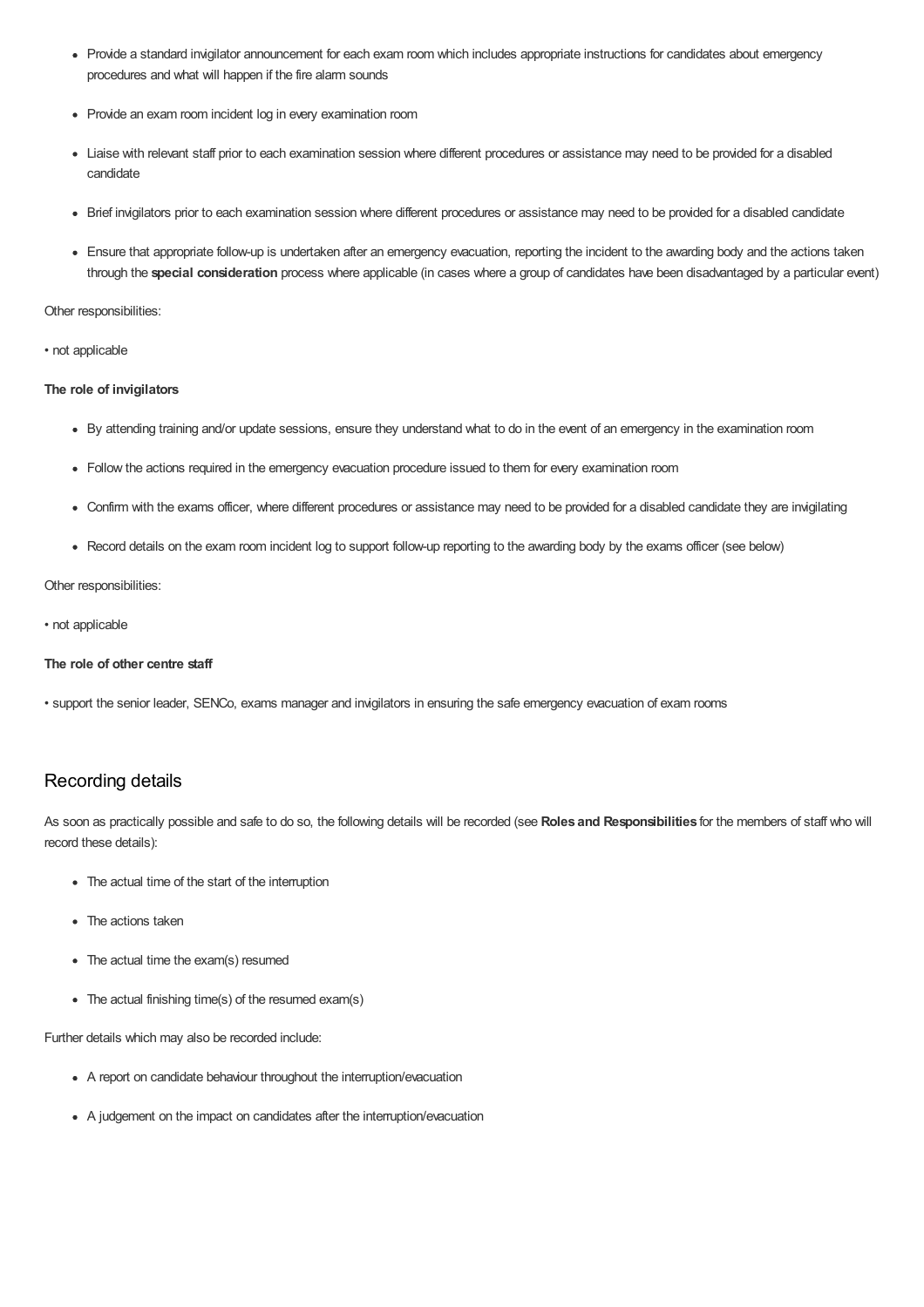- Provide a standard invigilator announcement for each exam room which includes appropriate instructions for candidates about emergency procedures and what will happen if the fire alarm sounds
- Provide an exam room incident log in every examination room
- Liaise with relevant staff prior to each examination session where different procedures or assistance may need to be provided for a disabled candidate
- Brief invigilators prior to each examination session where different procedures or assistance may need to be provided for a disabled candidate
- Ensure that appropriate follow-up is undertaken after an emergency evacuation, reporting the incident to the awarding body and the actions taken through the **special consideration** process where applicable (in cases where a group of candidates have been disadvantaged by a particular event)

Other responsibilities:

• not applicable

**The role of invigilators**

- By attending training and/or update sessions, ensure they understand what to do in the event of an emergency in the examination room
- Follow the actions required in the emergency evacuation procedure issued to them for every examination room
- Confirm with the exams officer, where different procedures or assistance may need to be provided for a disabled candidate they are invigilating
- Record details on the exam room incident log to support follow-up reporting to the awarding body by the exams officer (see below)

Other responsibilities:

• not applicable

**The role of other centre staff**

• support the senior leader, SENCo, exams manager and invigilators in ensuring the safe emergency evacuation of exam rooms

## Recording details

As soon as practically possible and safe to do so, the following details will be recorded (see **Roles and Responsibilities** for the members of staff who will record these details):

- The actual time of the start of the interruption
- The actions taken
- The actual time the exam(s) resumed
- The actual finishing time(s) of the resumed exam(s)

Further details which may also be recorded include:

- A report on candidate behaviour throughout the interruption/evacuation
- A judgement on the impact on candidates after the interruption/evacuation